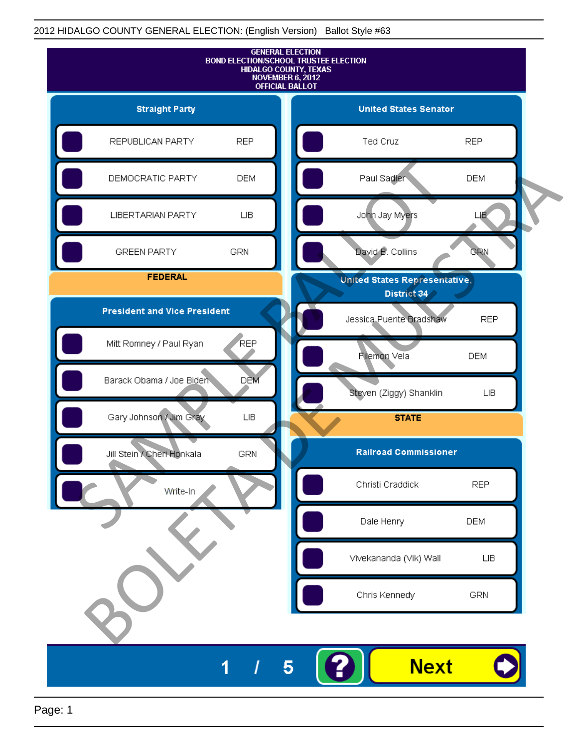2012 HIDALGO COUNTY GENERAL ELECTION: (English Version) Ballot Style #63

# GENERAL ELECTION
## BOND ELECTION/SCHOOL TRUSTEE ELECTION
## HIDALGO COUNTY, TEXAS
## NOVEMBER 6, 2012
## OFFICIAL BALLOT

### Straight Party

- REPUBLICAN PARTY REP
- DEMOCRATIC PARTY DEM
- LIBERTARIAN PARTY LIB
- GREEN PARTY GRN

## FEDERAL

### President and Vice President

- Mitt Romney / Paul Ryan REP
- Barack Obama / Joe Biden DEM
- Gary Johnson / Jim Gray LIB
- Jill Stein / Cheri Honkala GRN
- Write-In

### United States Senator

- Ted Cruz REP
- Paul Sadler DEM
- John Jay Myers LIB
- David B. Collins GRN

### United States Representative, District 34

- Jessica Puente Bradshaw REP
- Filemon Vela DEM
- Steven (Ziggy) Shanklin LIB

## STATE

### Railroad Commissioner

- Christi Craddick REP
- Dale Henry DEM
- Vivekananda (Vik) Wall LIB
- Chris Kennedy GRN

SAMPLE BALLOT
BOLETA DE MUESTRA

1 / 5 ? Next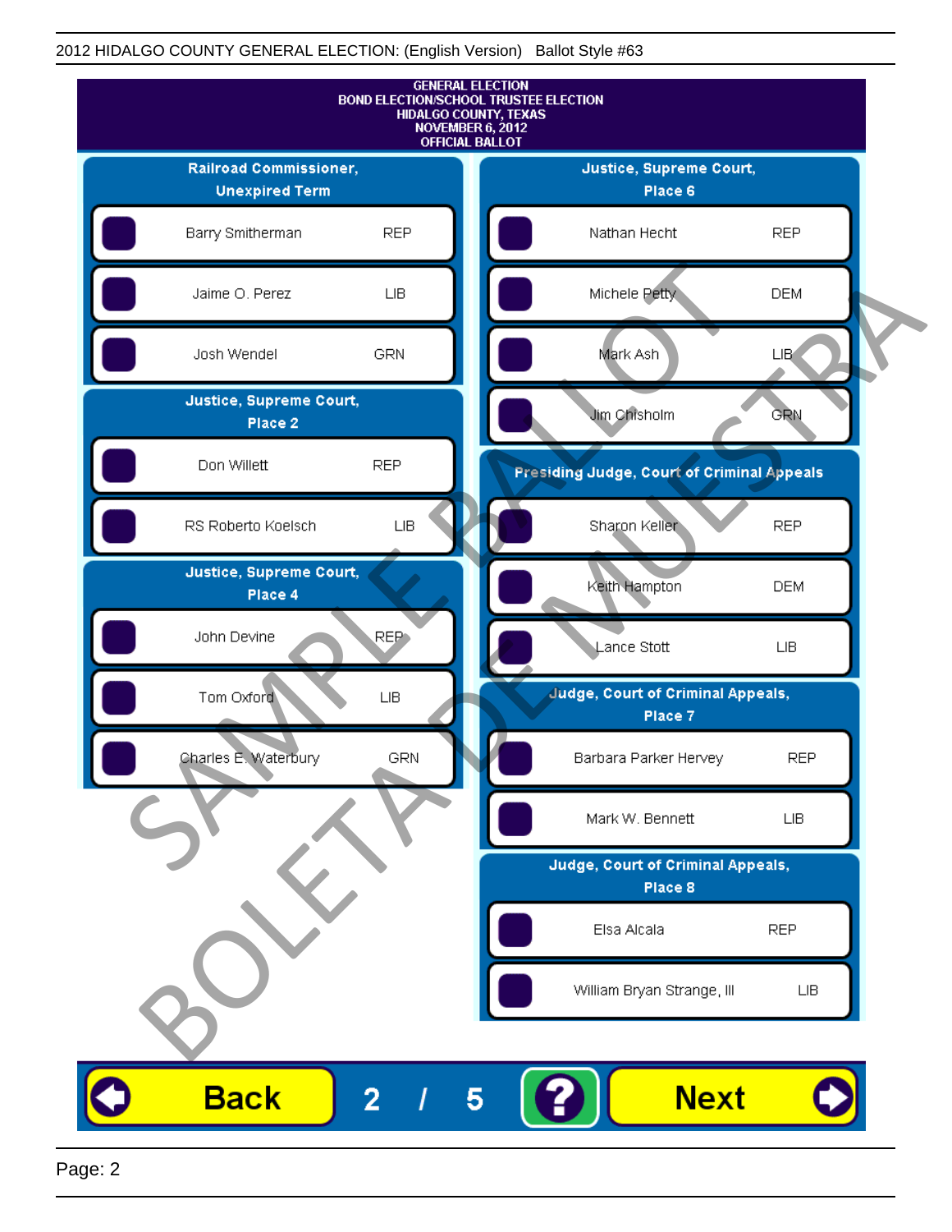2012 HIDALGO COUNTY GENERAL ELECTION: (English Version) Ballot Style #63

**GENERAL ELECTION**
**BOND ELECTION/SCHOOL TRUSTEE ELECTION**
**HIDALGO COUNTY, TEXAS**
**NOVEMBER 6, 2012**
**OFFICIAL BALLOT**

### Railroad Commissioner, Unexpired Term

| Candidate | Party |
|---|---|
| Barry Smitherman | REP |
| Jaime O. Perez | LIB |
| Josh Wendel | GRN |

### Justice, Supreme Court, Place 2

| Candidate | Party |
|---|---|
| Don Willett | REP |
| RS Roberto Koelsch | LIB |

### Justice, Supreme Court, Place 4

| Candidate | Party |
|---|---|
| John Devine | REP |
| Tom Oxford | LIB |
| Charles E. Waterbury | GRN |

### Justice, Supreme Court, Place 6

| Candidate | Party |
|---|---|
| Nathan Hecht | REP |
| Michele Petty | DEM |
| Mark Ash | LIB |
| Jim Chisholm | GRN |

### Presiding Judge, Court of Criminal Appeals

| Candidate | Party |
|---|---|
| Sharon Keller | REP |
| Keith Hampton | DEM |
| Lance Stott | LIB |

### Judge, Court of Criminal Appeals, Place 7

| Candidate | Party |
|---|---|
| Barbara Parker Hervey | REP |
| Mark W. Bennett | LIB |

### Judge, Court of Criminal Appeals, Place 8

| Candidate | Party |
|---|---|
| Elsa Alcala | REP |
| William Bryan Strange, III | LIB |

SAMPLE BALLOT
BOLETA DE MUESTRA

Back 2 / 5 ? Next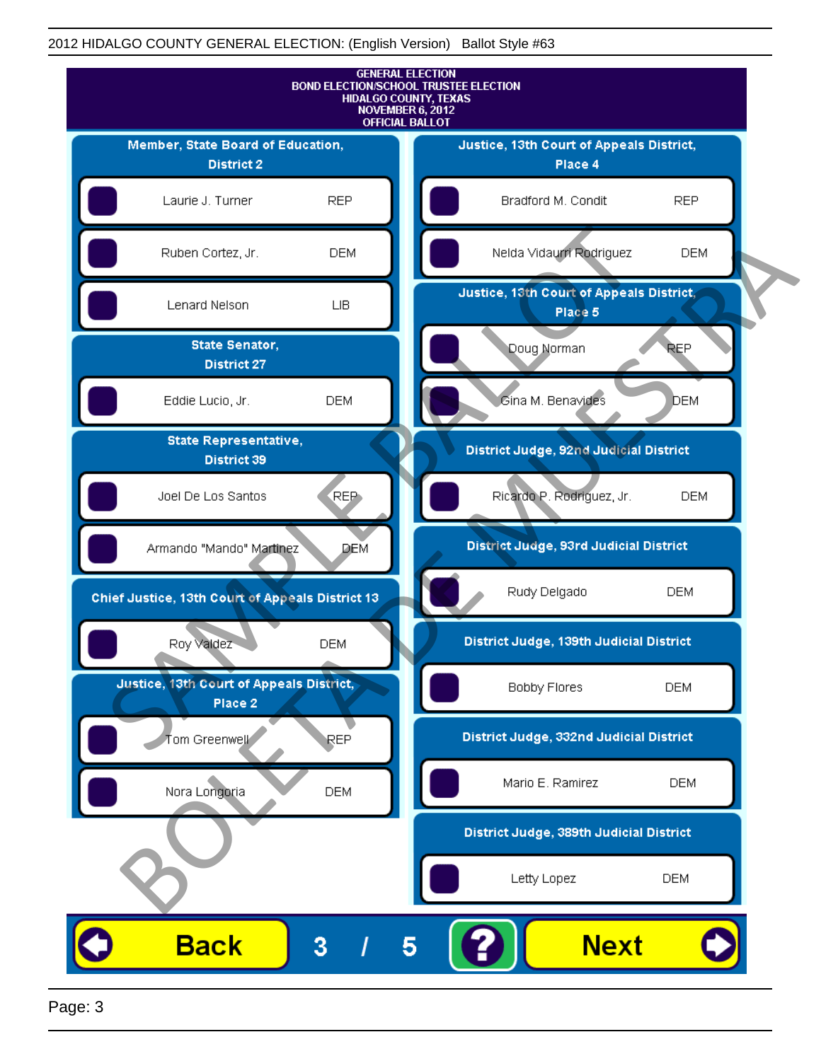2012 HIDALGO COUNTY GENERAL ELECTION: (English Version) Ballot Style #63

GENERAL ELECTION
BOND ELECTION/SCHOOL TRUSTEE ELECTION
HIDALGO COUNTY, TEXAS
NOVEMBER 6, 2012
OFFICIAL BALLOT

### Member, State Board of Education, District 2

| Candidate | Party |
|---|---|
| Laurie J. Turner | REP |
| Ruben Cortez, Jr. | DEM |
| Lenard Nelson | LIB |

### State Senator, District 27

| Candidate | Party |
|---|---|
| Eddie Lucio, Jr. | DEM |

### State Representative, District 39

| Candidate | Party |
|---|---|
| Joel De Los Santos | REP |
| Armando "Mando" Martinez | DEM |

### Chief Justice, 13th Court of Appeals District 13

| Candidate | Party |
|---|---|
| Roy Valdez | DEM |

### Justice, 13th Court of Appeals District, Place 2

| Candidate | Party |
|---|---|
| Tom Greenwell | REP |
| Nora Longoria | DEM |

### Justice, 13th Court of Appeals District, Place 4

| Candidate | Party |
|---|---|
| Bradford M. Condit | REP |
| Nelda Vidaurri Rodriguez | DEM |

### Justice, 13th Court of Appeals District, Place 5

| Candidate | Party |
|---|---|
| Doug Norman | REP |
| Gina M. Benavides | DEM |

### District Judge, 92nd Judicial District

| Candidate | Party |
|---|---|
| Ricardo P. Rodriguez, Jr. | DEM |

### District Judge, 93rd Judicial District

| Candidate | Party |
|---|---|
| Rudy Delgado | DEM |

### District Judge, 139th Judicial District

| Candidate | Party |
|---|---|
| Bobby Flores | DEM |

### District Judge, 332nd Judicial District

| Candidate | Party |
|---|---|
| Mario E. Ramirez | DEM |

### District Judge, 389th Judicial District

| Candidate | Party |
|---|---|
| Letty Lopez | DEM |

Back 3 / 5 ? Next

SAMPLE BALLOT BOLETA DE MUESTRA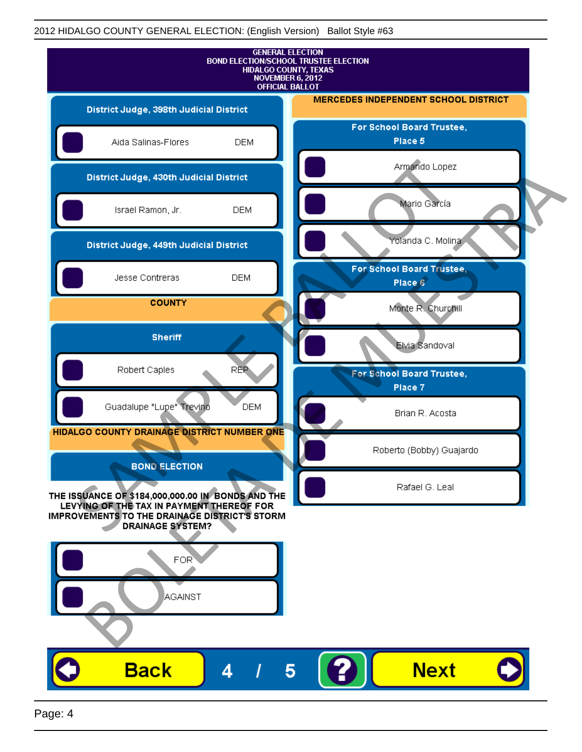# GENERAL ELECTION
## BOND ELECTION/SCHOOL TRUSTEE ELECTION
HIDALGO COUNTY, TEXAS
NOVEMBER 6, 2012
OFFICIAL BALLOT

### District Judge, 398th Judicial District

- Aida Salinas-Flores — DEM

### District Judge, 430th Judicial District

- Israel Ramon, Jr. — DEM

### District Judge, 449th Judicial District

- Jesse Contreras — DEM

## COUNTY

### Sheriff

- Robert Caples — REP
- Guadalupe "Lupe" Trevino — DEM

## HIDALGO COUNTY DRAINAGE DISTRICT NUMBER ONE

### BOND ELECTION

**THE ISSUANCE OF $184,000,000.00 IN BONDS AND THE LEVYING OF THE TAX IN PAYMENT THEREOF FOR IMPROVEMENTS TO THE DRAINAGE DISTRICT'S STORM DRAINAGE SYSTEM?**

- FOR
- AGAINST

## MERCEDES INDEPENDENT SCHOOL DISTRICT

### For School Board Trustee, Place 5

- Armando Lopez
- Mario García
- Yolanda C. Molina

### For School Board Trustee, Place 6

- Monte R. Churchill
- Elvia Sandoval

### For School Board Trustee, Place 7

- Brian R. Acosta
- Roberto (Bobby) Guajardo
- Rafael G. Leal

SAMPLE BALLOT BOLETA DE MUESTRA

Back 4 / 5 ? Next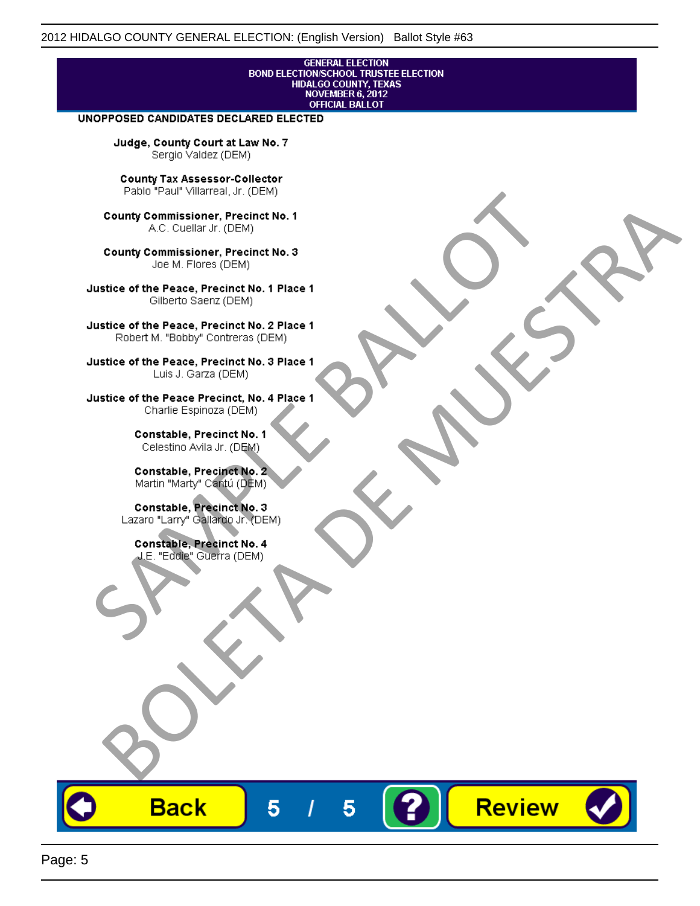GENERAL ELECTION
BOND ELECTION/SCHOOL TRUSTEE ELECTION
HIDALGO COUNTY, TEXAS
NOVEMBER 6, 2012
OFFICIAL BALLOT

**UNOPPOSED CANDIDATES DECLARED ELECTED**

**Judge, County Court at Law No. 7**
Sergio Valdez (DEM)

**County Tax Assessor-Collector**
Pablo "Paul" Villarreal, Jr. (DEM)

**County Commissioner, Precinct No. 1**
A.C. Cuellar Jr. (DEM)

**County Commissioner, Precinct No. 3**
Joe M. Flores (DEM)

**Justice of the Peace, Precinct No. 1 Place 1**
Gilberto Saenz (DEM)

**Justice of the Peace, Precinct No. 2 Place 1**
Robert M. "Bobby" Contreras (DEM)

**Justice of the Peace, Precinct No. 3 Place 1**
Luis J. Garza (DEM)

**Justice of the Peace Precinct, No. 4 Place 1**
Charlie Espinoza (DEM)

**Constable, Precinct No. 1**
Celestino Avila Jr. (DEM)

**Constable, Precinct No. 2**
Martin "Marty" Cantú (DEM)

**Constable, Precinct No. 3**
Lazaro "Larry" Gallardo Jr. (DEM)

**Constable, Precinct No. 4**
J.E. "Eddie" Guerra (DEM)

SAMPLE BALLOT
BOLETA DE MUESTRA

Back 5 / 5 ? Review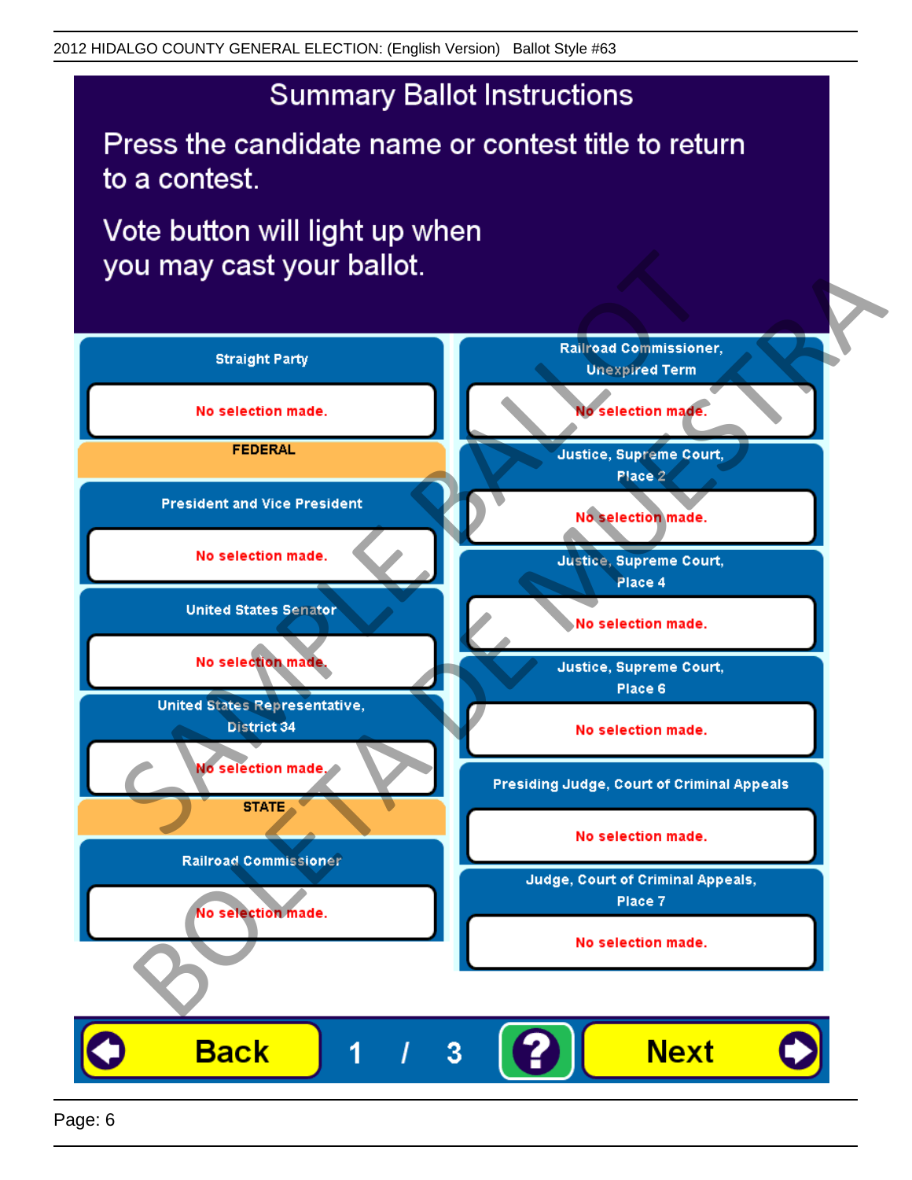2012 HIDALGO COUNTY GENERAL ELECTION: (English Version) Ballot Style #63

# Summary Ballot Instructions

Press the candidate name or contest title to return to a contest.

Vote button will light up when you may cast your ballot.

**Straight Party**

No selection made.

**FEDERAL**

**President and Vice President**

No selection made.

**United States Senator**

No selection made.

**United States Representative, District 34**

No selection made.

**STATE**

**Railroad Commissioner**

No selection made.

**Railroad Commissioner, Unexpired Term**

No selection made.

**Justice, Supreme Court, Place 2**

No selection made.

**Justice, Supreme Court, Place 4**

No selection made.

**Justice, Supreme Court, Place 6**

No selection made.

**Presiding Judge, Court of Criminal Appeals**

No selection made.

**Judge, Court of Criminal Appeals, Place 7**

No selection made.

Back 1 / 3 ? Next

SAMPLE BALLOT BOLETA DE MUESTRA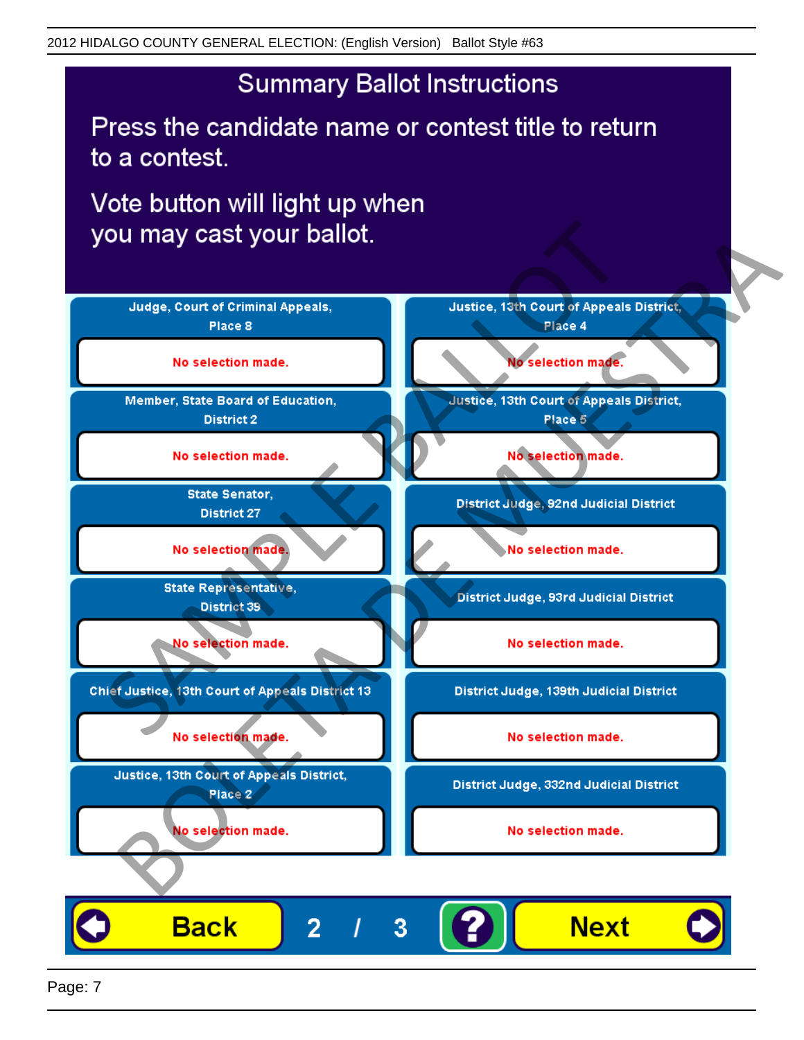2012 HIDALGO COUNTY GENERAL ELECTION: (English Version) Ballot Style #63

# Summary Ballot Instructions

Press the candidate name or contest title to return to a contest.

Vote button will light up when you may cast your ballot.

| Contest | Selection |
| --- | --- |
| Judge, Court of Criminal Appeals, Place 8 | No selection made. |
| Member, State Board of Education, District 2 | No selection made. |
| State Senator, District 27 | No selection made. |
| State Representative, District 39 | No selection made. |
| Chief Justice, 13th Court of Appeals District 13 | No selection made. |
| Justice, 13th Court of Appeals District, Place 2 | No selection made. |
| Justice, 13th Court of Appeals District, Place 4 | No selection made. |
| Justice, 13th Court of Appeals District, Place 5 | No selection made. |
| District Judge, 92nd Judicial District | No selection made. |
| District Judge, 93rd Judicial District | No selection made. |
| District Judge, 139th Judicial District | No selection made. |
| District Judge, 332nd Judicial District | No selection made. |

SAMPLE BALLOT BOLETA DE MUESTRA

Back 2 / 3 ? Next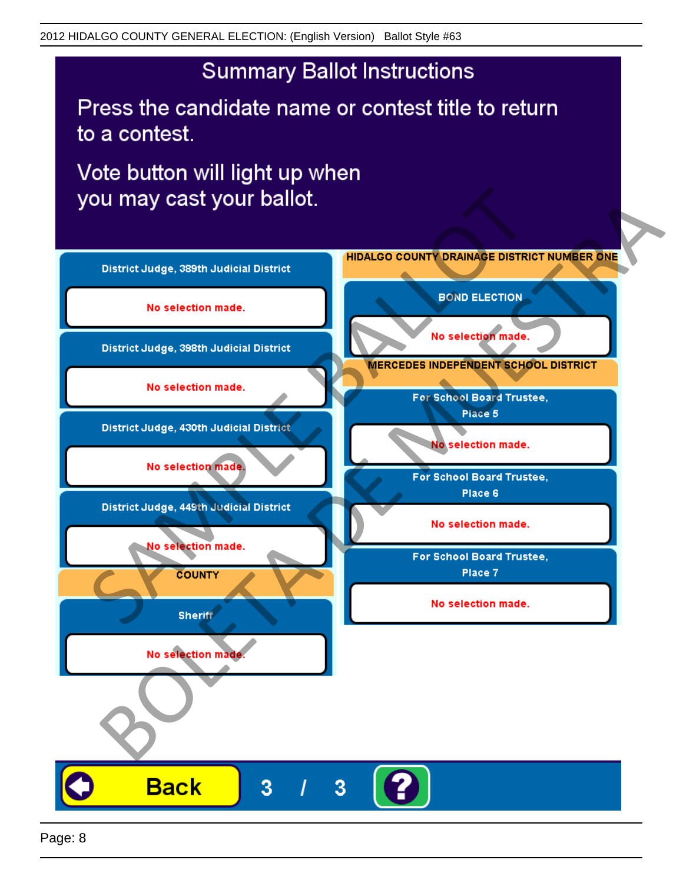2012 HIDALGO COUNTY GENERAL ELECTION: (English Version) Ballot Style #63

# Summary Ballot Instructions

Press the candidate name or contest title to return to a contest.

Vote button will light up when you may cast your ballot.

**District Judge, 389th Judicial District**

No selection made.

**District Judge, 398th Judicial District**

No selection made.

**District Judge, 430th Judicial District**

No selection made.

**District Judge, 449th Judicial District**

No selection made.

**COUNTY**

**Sheriff**

No selection made.

**HIDALGO COUNTY DRAINAGE DISTRICT NUMBER ONE**

**BOND ELECTION**

No selection made.

**MERCEDES INDEPENDENT SCHOOL DISTRICT**

**For School Board Trustee, Place 5**

No selection made.

**For School Board Trustee, Place 6**

No selection made.

**For School Board Trustee, Place 7**

No selection made.

Back 3 / 3 ?

SAMPLE BALLOT
BOLETA DE MUESTRA